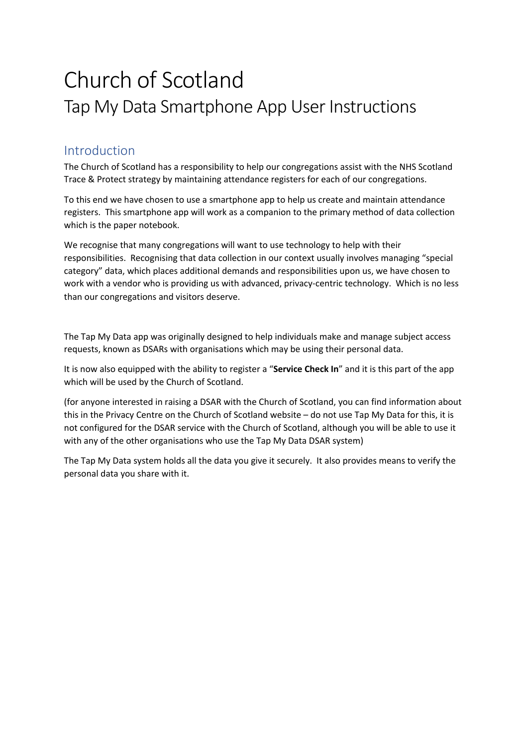# Church of Scotland

## Tap My Data Smartphone App User Instructions

### Introduction

The Church of Scotland has a responsibility to help our congregations assist with the NHS Scotland Trace & Protect strategy by maintaining attendance registers for each of our congregations.

To this end we have chosen to use a smartphone app to help us create and maintain attendance registers. This smartphone app will work as a companion to the primary method of data collection which is the paper notebook.

We recognise that many congregations will want to use technology to help with their responsibilities. Recognising that data collection in our context usually involves managing "special category" data, which places additional demands and responsibilities upon us, we have chosen to work with a vendor who is providing us with advanced, privacy-centric technology. Which is no less than our congregations and visitors deserve.

The Tap My Data app was originally designed to help individuals make and manage subject access requests, known as DSARs with organisations which may be using their personal data.

It is now also equipped with the ability to register a "**Service Check In**" and it is this part of the app which will be used by the Church of Scotland.

(for anyone interested in raising a DSAR with the Church of Scotland, you can find information about this in the Privacy Centre on the Church of Scotland website – do not use Tap My Data for this, it is not configured for the DSAR service with the Church of Scotland, although you will be able to use it with any of the other organisations who use the Tap My Data DSAR system)

The Tap My Data system holds all the data you give it securely. It also provides means to verify the personal data you share with it.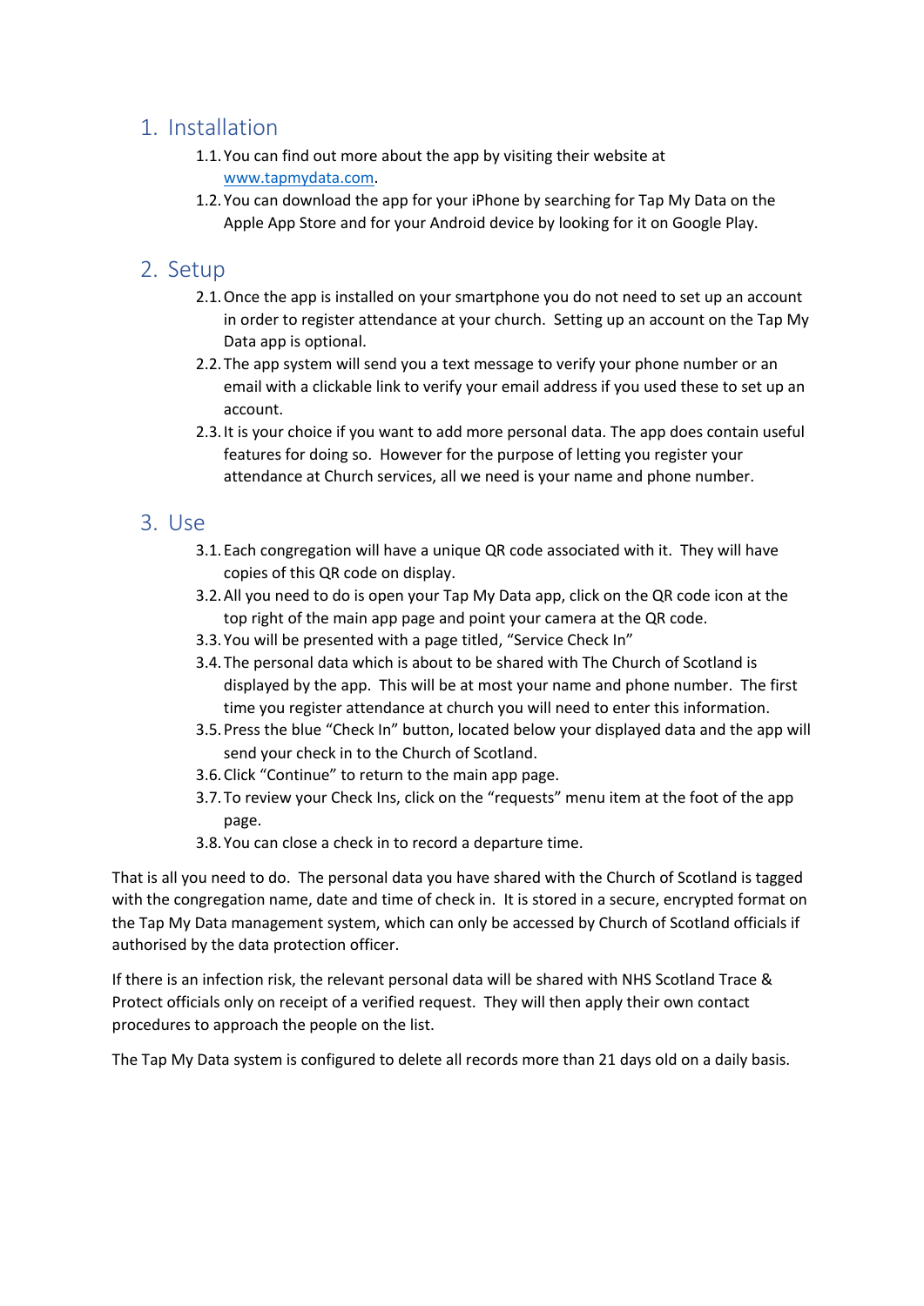## 1. Installation

1.1. You can find out more about the app by visiting their website at www.tapmydata.com.

1.2. You can download the app for your iPhone by searching for Tap My Data on the Apple App Store and for your Android device by looking for it on Google Play.

## 2. Setup

2.1. Once the app is installed on your smartphone you do not need to set up an account in order to register attendance at your church. Setting up an account on the Tap My Data app is optional.

2.2. The app system will send you a text message to verify your phone number or an email with a clickable link to verify your email address if you used these to set up an account.

2.3. It is your choice if you want to add more personal data. The app does contain useful features for doing so. However for the purpose of letting you register your attendance at Church services, all we need is your name and phone number.

## 3. Use

3.1. Each congregation will have a unique QR code associated with it. They will have copies of this QR code on display.

3.2. All you need to do is open your Tap My Data app, click on the QR code icon at the top right of the main app page and point your camera at the QR code.

3.3. You will be presented with a page titled, "Service Check In"

3.4. The personal data which is about to be shared with The Church of Scotland is displayed by the app. This will be at most your name and phone number. The first time you register attendance at church you will need to enter this information.

3.5. Press the blue "Check In" button, located below your displayed data and the app will send your check in to the Church of Scotland.

3.6. Click "Continue" to return to the main app page.

3.7. To review your Check Ins, click on the "requests" menu item at the foot of the app page.

3.8. You can close a check in to record a departure time.

That is all you need to do. The personal data you have shared with the Church of Scotland is tagged with the congregation name, date and time of check in. It is stored in a secure, encrypted format on the Tap My Data management system, which can only be accessed by Church of Scotland officials if authorised by the data protection officer.

If there is an infection risk, the relevant personal data will be shared with NHS Scotland Trace & Protect officials only on receipt of a verified request. They will then apply their own contact procedures to approach the people on the list.

The Tap My Data system is configured to delete all records more than 21 days old on a daily basis.